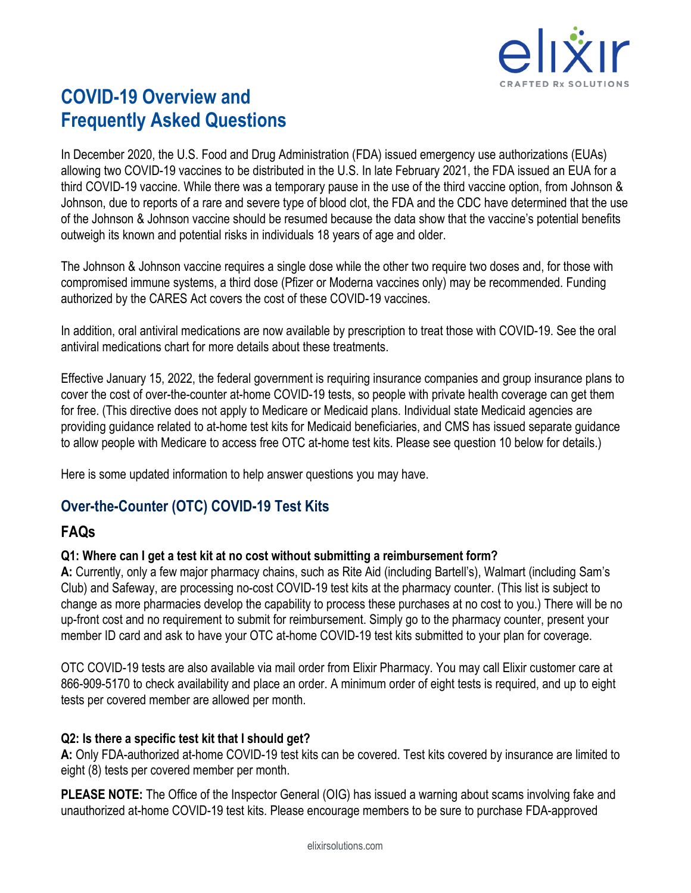# COVID-19 Overview and Frequently Asked Questions

In December 2020, the U.S. Food and Drug Administration (FDA) issued emergency use authorizations (EUAs) allowing two COVID-19 vaccines to be distributed in the U.S. In late February 2021, the FDA issued an EUA for a third COVID-19 vaccine. While there was a temporary pause in the use of the third vaccine option, from Johnson & Johnson, due to reports of a rare and severe type of blood clot, the FDA and the CDC have determined that the use of the Johnson & Johnson vaccine should be resumed because the data show that the vaccine's potential benefits outweigh its known and potential risks in individuals 18 years of age and older.

The Johnson & Johnson vaccine requires a single dose while the other two require two doses and, for those with compromised immune systems, a third dose (Pfizer or Moderna vaccines only) may be recommended. Funding authorized by the CARES Act covers the cost of these COVID-19 vaccines.

In addition, oral antiviral medications are now available by prescription to treat those with COVID-19. See the oral antiviral medications chart for more details about these treatments.

Effective January 15, 2022, the federal government is requiring insurance companies and group insurance plans to cover the cost of over-the-counter at-home COVID-19 tests, so people with private health coverage can get them for free. (This directive does not apply to Medicare or Medicaid plans. Individual state Medicaid agencies are providing guidance related to at-home test kits for Medicaid beneficiaries, and CMS has issued separate guidance to allow people with Medicare to access free OTC at-home test kits. Please see question 10 below for details.)

Here is some updated information to help answer questions you may have.

## Over-the-Counter (OTC) COVID-19 Test Kits

### FAQs

**Q1: Where can I get a test kit at no cost without submitting a reimbursement form?**
**A:** Currently, only a few major pharmacy chains, such as Rite Aid (including Bartell's), Walmart (including Sam's Club) and Safeway, are processing no-cost COVID-19 test kits at the pharmacy counter. (This list is subject to change as more pharmacies develop the capability to process these purchases at no cost to you.) There will be no up-front cost and no requirement to submit for reimbursement. Simply go to the pharmacy counter, present your member ID card and ask to have your OTC at-home COVID-19 test kits submitted to your plan for coverage.

OTC COVID-19 tests are also available via mail order from Elixir Pharmacy. You may call Elixir customer care at 866-909-5170 to check availability and place an order. A minimum order of eight tests is required, and up to eight tests per covered member are allowed per month.

**Q2: Is there a specific test kit that I should get?**
**A:** Only FDA-authorized at-home COVID-19 test kits can be covered. Test kits covered by insurance are limited to eight (8) tests per covered member per month.

**PLEASE NOTE:** The Office of the Inspector General (OIG) has issued a warning about scams involving fake and unauthorized at-home COVID-19 test kits. Please encourage members to be sure to purchase FDA-approved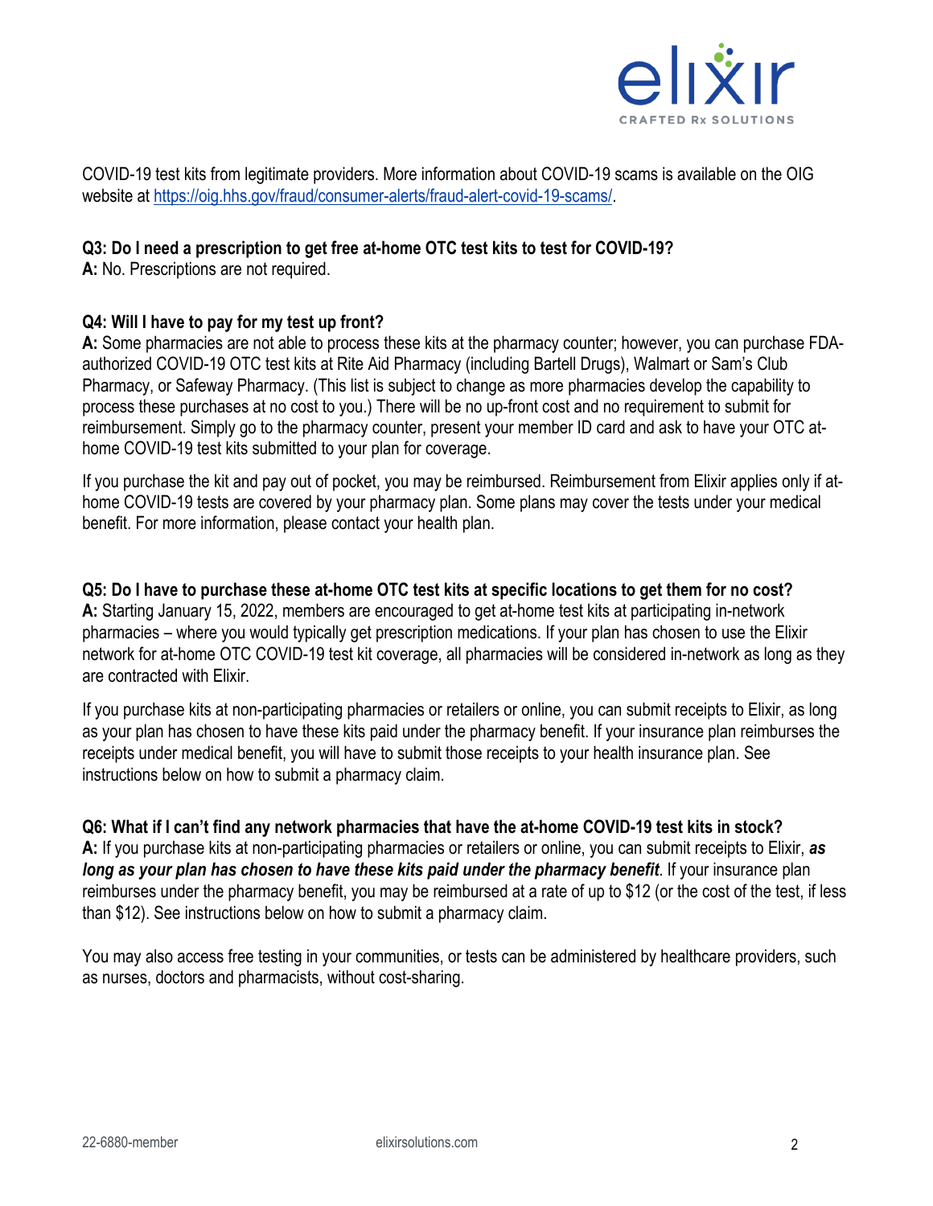COVID-19 test kits from legitimate providers. More information about COVID-19 scams is available on the OIG website at https://oig.hhs.gov/fraud/consumer-alerts/fraud-alert-covid-19-scams/.

**Q3: Do I need a prescription to get free at-home OTC test kits to test for COVID-19?**
**A:** No. Prescriptions are not required.

**Q4: Will I have to pay for my test up front?**
**A:** Some pharmacies are not able to process these kits at the pharmacy counter; however, you can purchase FDA-authorized COVID-19 OTC test kits at Rite Aid Pharmacy (including Bartell Drugs), Walmart or Sam's Club Pharmacy, or Safeway Pharmacy. (This list is subject to change as more pharmacies develop the capability to process these purchases at no cost to you.) There will be no up-front cost and no requirement to submit for reimbursement. Simply go to the pharmacy counter, present your member ID card and ask to have your OTC at-home COVID-19 test kits submitted to your plan for coverage.

If you purchase the kit and pay out of pocket, you may be reimbursed. Reimbursement from Elixir applies only if at-home COVID-19 tests are covered by your pharmacy plan. Some plans may cover the tests under your medical benefit. For more information, please contact your health plan.

**Q5: Do I have to purchase these at-home OTC test kits at specific locations to get them for no cost?**
**A:** Starting January 15, 2022, members are encouraged to get at-home test kits at participating in-network pharmacies – where you would typically get prescription medications. If your plan has chosen to use the Elixir network for at-home OTC COVID-19 test kit coverage, all pharmacies will be considered in-network as long as they are contracted with Elixir.

If you purchase kits at non-participating pharmacies or retailers or online, you can submit receipts to Elixir, as long as your plan has chosen to have these kits paid under the pharmacy benefit. If your insurance plan reimburses the receipts under medical benefit, you will have to submit those receipts to your health insurance plan. See instructions below on how to submit a pharmacy claim.

**Q6: What if I can't find any network pharmacies that have the at-home COVID-19 test kits in stock?**
**A:** If you purchase kits at non-participating pharmacies or retailers or online, you can submit receipts to Elixir, ***as long as your plan has chosen to have these kits paid under the pharmacy benefit***. If your insurance plan reimburses under the pharmacy benefit, you may be reimbursed at a rate of up to $12 (or the cost of the test, if less than $12). See instructions below on how to submit a pharmacy claim.

You may also access free testing in your communities, or tests can be administered by healthcare providers, such as nurses, doctors and pharmacists, without cost-sharing.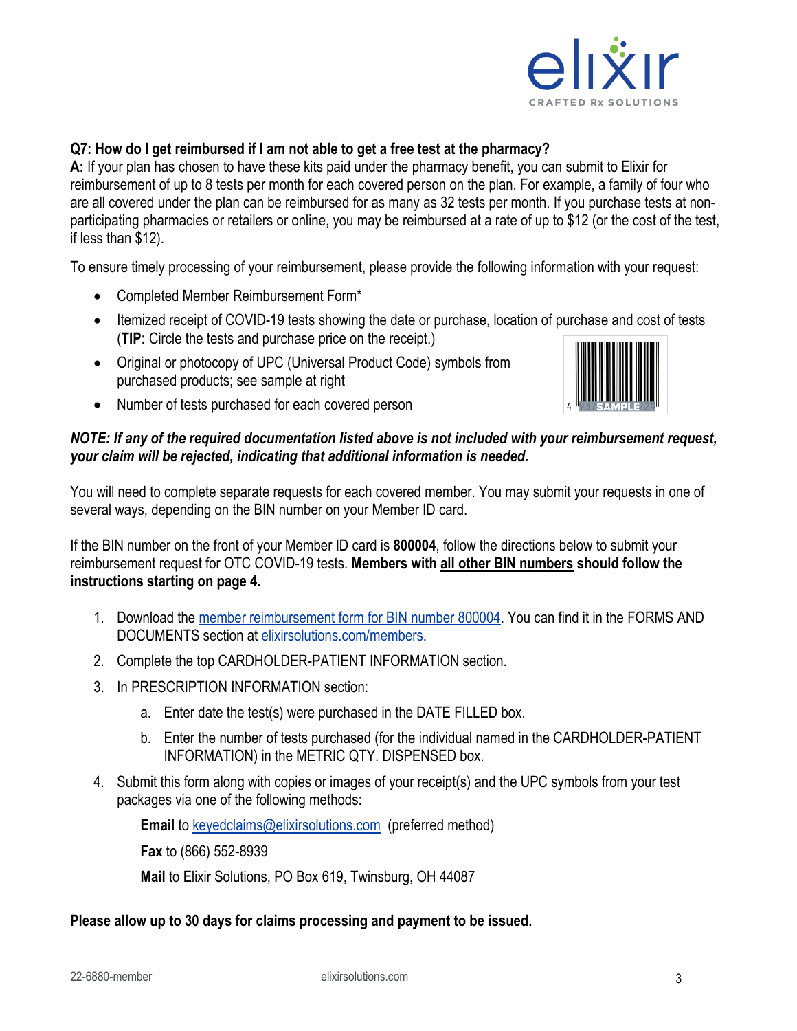**Q7: How do I get reimbursed if I am not able to get a free test at the pharmacy?**

**A:** If your plan has chosen to have these kits paid under the pharmacy benefit, you can submit to Elixir for reimbursement of up to 8 tests per month for each covered person on the plan. For example, a family of four who are all covered under the plan can be reimbursed for as many as 32 tests per month. If you purchase tests at non-participating pharmacies or retailers or online, you may be reimbursed at a rate of up to $12 (or the cost of the test, if less than $12).

To ensure timely processing of your reimbursement, please provide the following information with your request:

- Completed Member Reimbursement Form*
- Itemized receipt of COVID-19 tests showing the date or purchase, location of purchase and cost of tests (**TIP:** Circle the tests and purchase price on the receipt.)
- Original or photocopy of UPC (Universal Product Code) symbols from purchased products; see sample at right
- Number of tests purchased for each covered person

***NOTE: If any of the required documentation listed above is not included with your reimbursement request, your claim will be rejected, indicating that additional information is needed.***

You will need to complete separate requests for each covered member. You may submit your requests in one of several ways, depending on the BIN number on your Member ID card.

If the BIN number on the front of your Member ID card is **800004**, follow the directions below to submit your reimbursement request for OTC COVID-19 tests. **Members with <u>all other BIN numbers</u> should follow the instructions starting on page 4.**

1. Download the member reimbursement form for BIN number 800004. You can find it in the FORMS AND DOCUMENTS section at elixirsolutions.com/members.
2. Complete the top CARDHOLDER-PATIENT INFORMATION section.
3. In PRESCRIPTION INFORMATION section:
   a. Enter date the test(s) were purchased in the DATE FILLED box.
   b. Enter the number of tests purchased (for the individual named in the CARDHOLDER-PATIENT INFORMATION) in the METRIC QTY. DISPENSED box.
4. Submit this form along with copies or images of your receipt(s) and the UPC symbols from your test packages via one of the following methods:

   **Email** to keyedclaims@elixirsolutions.com (preferred method)

   **Fax** to (866) 552-8939

   **Mail** to Elixir Solutions, PO Box 619, Twinsburg, OH 44087

**Please allow up to 30 days for claims processing and payment to be issued.**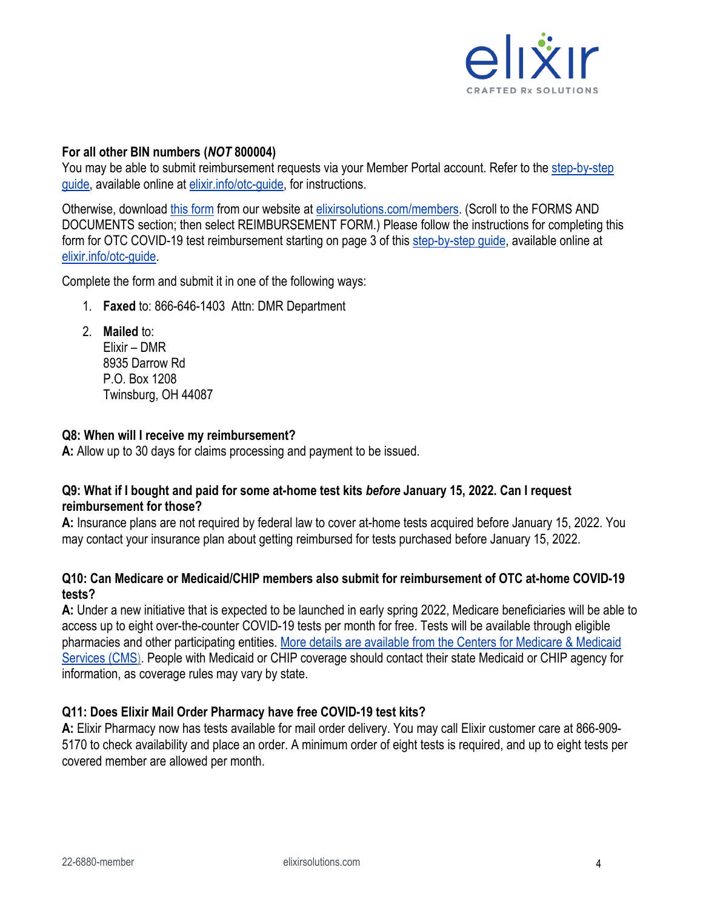**For all other BIN numbers (*NOT* 800004)**
You may be able to submit reimbursement requests via your Member Portal account. Refer to the step-by-step guide, available online at elixir.info/otc-guide, for instructions.

Otherwise, download this form from our website at elixirsolutions.com/members. (Scroll to the FORMS AND DOCUMENTS section; then select REIMBURSEMENT FORM.) Please follow the instructions for completing this form for OTC COVID-19 test reimbursement starting on page 3 of this step-by-step guide, available online at elixir.info/otc-guide.

Complete the form and submit it in one of the following ways:

1. **Faxed** to: 866-646-1403 Attn: DMR Department

2. **Mailed** to:
   Elixir – DMR
   8935 Darrow Rd
   P.O. Box 1208
   Twinsburg, OH 44087

**Q8: When will I receive my reimbursement?**
**A:** Allow up to 30 days for claims processing and payment to be issued.

**Q9: What if I bought and paid for some at-home test kits *before* January 15, 2022. Can I request reimbursement for those?**
**A:** Insurance plans are not required by federal law to cover at-home tests acquired before January 15, 2022. You may contact your insurance plan about getting reimbursed for tests purchased before January 15, 2022.

**Q10: Can Medicare or Medicaid/CHIP members also submit for reimbursement of OTC at-home COVID-19 tests?**
**A:** Under a new initiative that is expected to be launched in early spring 2022, Medicare beneficiaries will be able to access up to eight over-the-counter COVID-19 tests per month for free. Tests will be available through eligible pharmacies and other participating entities. More details are available from the Centers for Medicare & Medicaid Services (CMS). People with Medicaid or CHIP coverage should contact their state Medicaid or CHIP agency for information, as coverage rules may vary by state.

**Q11: Does Elixir Mail Order Pharmacy have free COVID-19 test kits?**
**A:** Elixir Pharmacy now has tests available for mail order delivery. You may call Elixir customer care at 866-909-5170 to check availability and place an order. A minimum order of eight tests is required, and up to eight tests per covered member are allowed per month.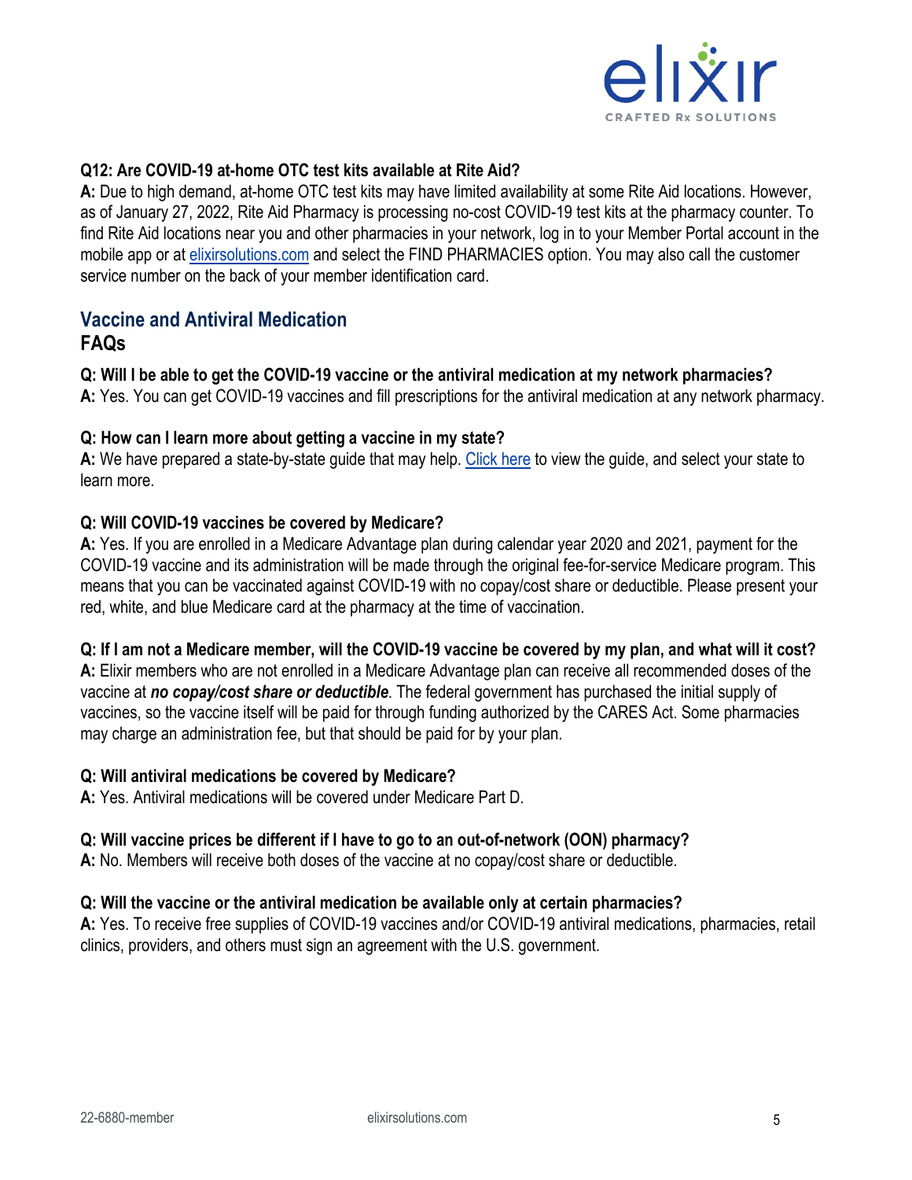**Q12: Are COVID-19 at-home OTC test kits available at Rite Aid?**
**A:** Due to high demand, at-home OTC test kits may have limited availability at some Rite Aid locations. However, as of January 27, 2022, Rite Aid Pharmacy is processing no-cost COVID-19 test kits at the pharmacy counter. To find Rite Aid locations near you and other pharmacies in your network, log in to your Member Portal account in the mobile app or at elixirsolutions.com and select the FIND PHARMACIES option. You may also call the customer service number on the back of your member identification card.

## Vaccine and Antiviral Medication FAQs

**Q: Will I be able to get the COVID-19 vaccine or the antiviral medication at my network pharmacies?**
**A:** Yes. You can get COVID-19 vaccines and fill prescriptions for the antiviral medication at any network pharmacy.

**Q: How can I learn more about getting a vaccine in my state?**
**A:** We have prepared a state-by-state guide that may help. Click here to view the guide, and select your state to learn more.

**Q: Will COVID-19 vaccines be covered by Medicare?**
**A:** Yes. If you are enrolled in a Medicare Advantage plan during calendar year 2020 and 2021, payment for the COVID-19 vaccine and its administration will be made through the original fee-for-service Medicare program. This means that you can be vaccinated against COVID-19 with no copay/cost share or deductible. Please present your red, white, and blue Medicare card at the pharmacy at the time of vaccination.

**Q: If I am not a Medicare member, will the COVID-19 vaccine be covered by my plan, and what will it cost?**
**A:** Elixir members who are not enrolled in a Medicare Advantage plan can receive all recommended doses of the vaccine at ***no copay/cost share or deductible***. The federal government has purchased the initial supply of vaccines, so the vaccine itself will be paid for through funding authorized by the CARES Act. Some pharmacies may charge an administration fee, but that should be paid for by your plan.

**Q: Will antiviral medications be covered by Medicare?**
**A:** Yes. Antiviral medications will be covered under Medicare Part D.

**Q: Will vaccine prices be different if I have to go to an out-of-network (OON) pharmacy?**
**A:** No. Members will receive both doses of the vaccine at no copay/cost share or deductible.

**Q: Will the vaccine or the antiviral medication be available only at certain pharmacies?**
**A:** Yes. To receive free supplies of COVID-19 vaccines and/or COVID-19 antiviral medications, pharmacies, retail clinics, providers, and others must sign an agreement with the U.S. government.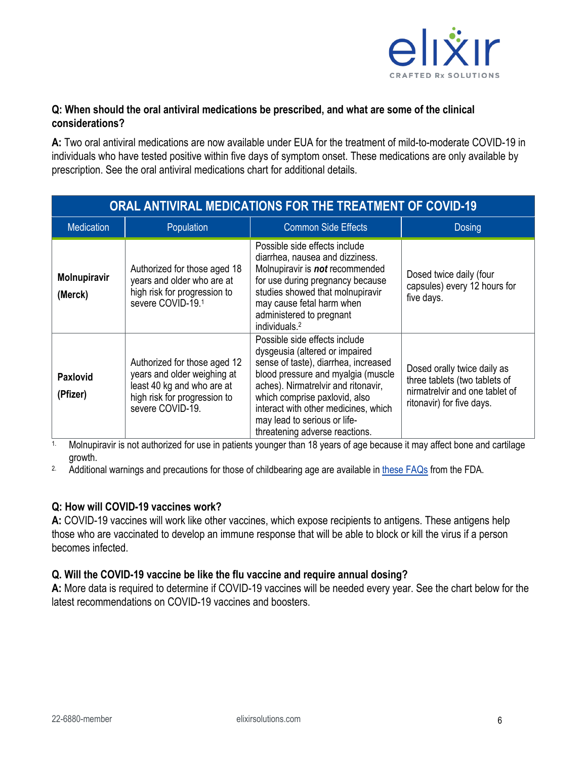**Q: When should the oral antiviral medications be prescribed, and what are some of the clinical considerations?**

**A:** Two oral antiviral medications are now available under EUA for the treatment of mild-to-moderate COVID-19 in individuals who have tested positive within five days of symptom onset. These medications are only available by prescription. See the oral antiviral medications chart for additional details.

| ORAL ANTIVIRAL MEDICATIONS FOR THE TREATMENT OF COVID-19 | | | |
|---|---|---|---|
| Medication | Population | Common Side Effects | Dosing |
| **Molnupiravir (Merck)** | Authorized for those aged 18 years and older who are at high risk for progression to severe COVID-19.[1] | Possible side effects include diarrhea, nausea and dizziness. Molnupiravir is ***not*** recommended for use during pregnancy because studies showed that molnupiravir may cause fetal harm when administered to pregnant individuals.[2] | Dosed twice daily (four capsules) every 12 hours for five days. |
| **Paxlovid (Pfizer)** | Authorized for those aged 12 years and older weighing at least 40 kg and who are at high risk for progression to severe COVID-19. | Possible side effects include dysgeusia (altered or impaired sense of taste), diarrhea, increased blood pressure and myalgia (muscle aches). Nirmatrelvir and ritonavir, which comprise paxlovid, also interact with other medicines, which may lead to serious or life-threatening adverse reactions. | Dosed orally twice daily as three tablets (two tablets of nirmatrelvir and one tablet of ritonavir) for five days. |

1. Molnupiravir is not authorized for use in patients younger than 18 years of age because it may affect bone and cartilage growth.
2. Additional warnings and precautions for those of childbearing age are available in these FAQs from the FDA.

**Q: How will COVID-19 vaccines work?**

**A:** COVID-19 vaccines will work like other vaccines, which expose recipients to antigens. These antigens help those who are vaccinated to develop an immune response that will be able to block or kill the virus if a person becomes infected.

**Q. Will the COVID-19 vaccine be like the flu vaccine and require annual dosing?**

**A:** More data is required to determine if COVID-19 vaccines will be needed every year. See the chart below for the latest recommendations on COVID-19 vaccines and boosters.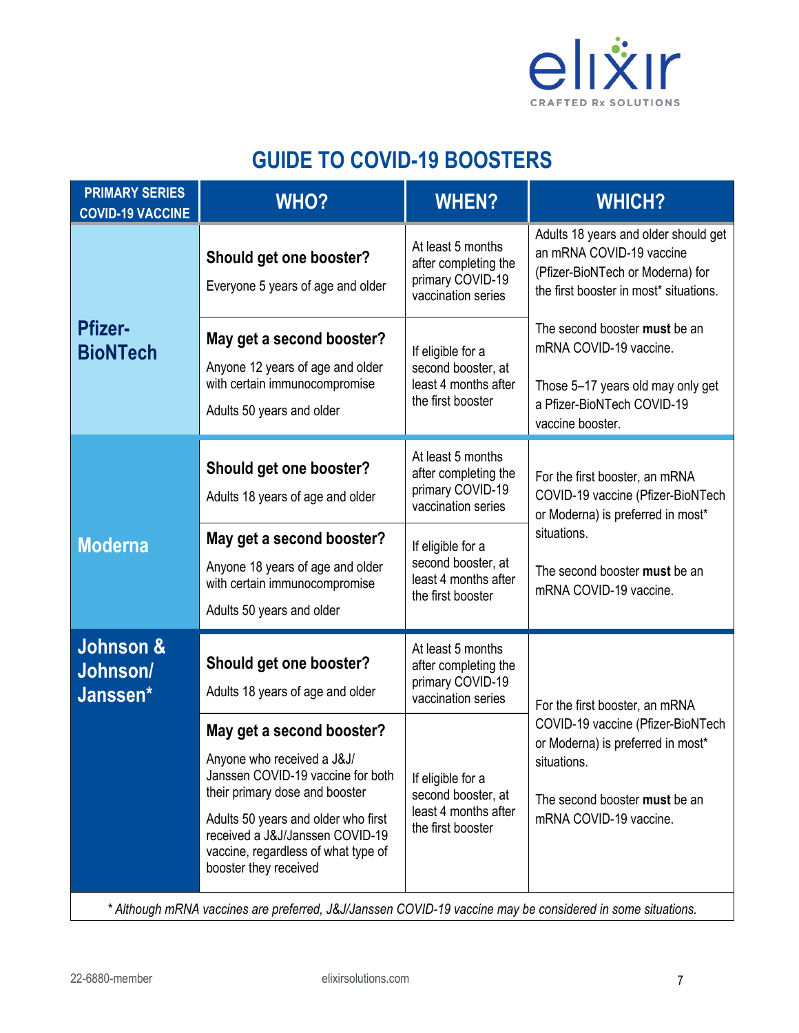# GUIDE TO COVID-19 BOOSTERS

| PRIMARY SERIES COVID-19 VACCINE | WHO? | WHEN? | WHICH? |
|---|---|---|---|
| **Pfizer-BioNTech** | **Should get one booster?** Everyone 5 years of age and older | At least 5 months after completing the primary COVID-19 vaccination series | Adults 18 years and older should get an mRNA COVID-19 vaccine (Pfizer-BioNTech or Moderna) for the first booster in most* situations. |
| | **May get a second booster?** Anyone 12 years of age and older with certain immunocompromise<br><br>Adults 50 years and older | If eligible for a second booster, at least 4 months after the first booster | The second booster **must** be an mRNA COVID-19 vaccine.<br><br>Those 5–17 years old may only get a Pfizer-BioNTech COVID-19 vaccine booster. |
| **Moderna** | **Should get one booster?** Adults 18 years of age and older | At least 5 months after completing the primary COVID-19 vaccination series | For the first booster, an mRNA COVID-19 vaccine (Pfizer-BioNTech or Moderna) is preferred in most* situations.<br><br>The second booster **must** be an mRNA COVID-19 vaccine. |
| | **May get a second booster?** Anyone 18 years of age and older with certain immunocompromise<br><br>Adults 50 years and older | If eligible for a second booster, at least 4 months after the first booster | |
| **Johnson & Johnson/ Janssen*** | **Should get one booster?** Adults 18 years of age and older | At least 5 months after completing the primary COVID-19 vaccination series | For the first booster, an mRNA COVID-19 vaccine (Pfizer-BioNTech or Moderna) is preferred in most* situations.<br><br>The second booster **must** be an mRNA COVID-19 vaccine. |
| | **May get a second booster?** Anyone who received a J&J/ Janssen COVID-19 vaccine for both their primary dose and booster<br><br>Adults 50 years and older who first received a J&J/Janssen COVID-19 vaccine, regardless of what type of booster they received | If eligible for a second booster, at least 4 months after the first booster | |

*\* Although mRNA vaccines are preferred, J&J/Janssen COVID-19 vaccine may be considered in some situations.*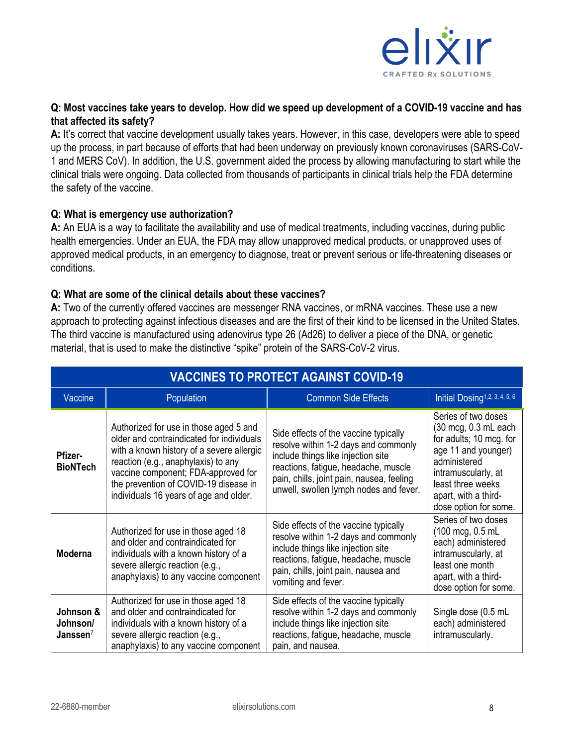**Q: Most vaccines take years to develop. How did we speed up development of a COVID-19 vaccine and has that affected its safety?**

**A:** It's correct that vaccine development usually takes years. However, in this case, developers were able to speed up the process, in part because of efforts that had been underway on previously known coronaviruses (SARS-CoV-1 and MERS CoV). In addition, the U.S. government aided the process by allowing manufacturing to start while the clinical trials were ongoing. Data collected from thousands of participants in clinical trials help the FDA determine the safety of the vaccine.

**Q: What is emergency use authorization?**

**A:** An EUA is a way to facilitate the availability and use of medical treatments, including vaccines, during public health emergencies. Under an EUA, the FDA may allow unapproved medical products, or unapproved uses of approved medical products, in an emergency to diagnose, treat or prevent serious or life-threatening diseases or conditions.

**Q: What are some of the clinical details about these vaccines?**

**A:** Two of the currently offered vaccines are messenger RNA vaccines, or mRNA vaccines. These use a new approach to protecting against infectious diseases and are the first of their kind to be licensed in the United States. The third vaccine is manufactured using adenovirus type 26 (Ad26) to deliver a piece of the DNA, or genetic material, that is used to make the distinctive "spike" protein of the SARS-CoV-2 virus.

**VACCINES TO PROTECT AGAINST COVID-19**

| Vaccine | Population | Common Side Effects | Initial Dosing[1, 2, 3, 4, 5, 6] |
|---|---|---|---|
| **Pfizer-BioNTech** | Authorized for use in those aged 5 and older and contraindicated for individuals with a known history of a severe allergic reaction (e.g., anaphylaxis) to any vaccine component; FDA-approved for the prevention of COVID-19 disease in individuals 16 years of age and older. | Side effects of the vaccine typically resolve within 1-2 days and commonly include things like injection site reactions, fatigue, headache, muscle pain, chills, joint pain, nausea, feeling unwell, swollen lymph nodes and fever. | Series of two doses (30 mcg, 0.3 mL each for adults; 10 mcg. for age 11 and younger) administered intramuscularly, at least three weeks apart, with a third-dose option for some. |
| **Moderna** | Authorized for use in those aged 18 and older and contraindicated for individuals with a known history of a severe allergic reaction (e.g., anaphylaxis) to any vaccine component | Side effects of the vaccine typically resolve within 1-2 days and commonly include things like injection site reactions, fatigue, headache, muscle pain, chills, joint pain, nausea and vomiting and fever. | Series of two doses (100 mcg, 0.5 mL each) administered intramuscularly, at least one month apart, with a third-dose option for some. |
| **Johnson & Johnson/ Janssen**[7] | Authorized for use in those aged 18 and older and contraindicated for individuals with a known history of a severe allergic reaction (e.g., anaphylaxis) to any vaccine component | Side effects of the vaccine typically resolve within 1-2 days and commonly include things like injection site reactions, fatigue, headache, muscle pain, and nausea. | Single dose (0.5 mL each) administered intramuscularly. |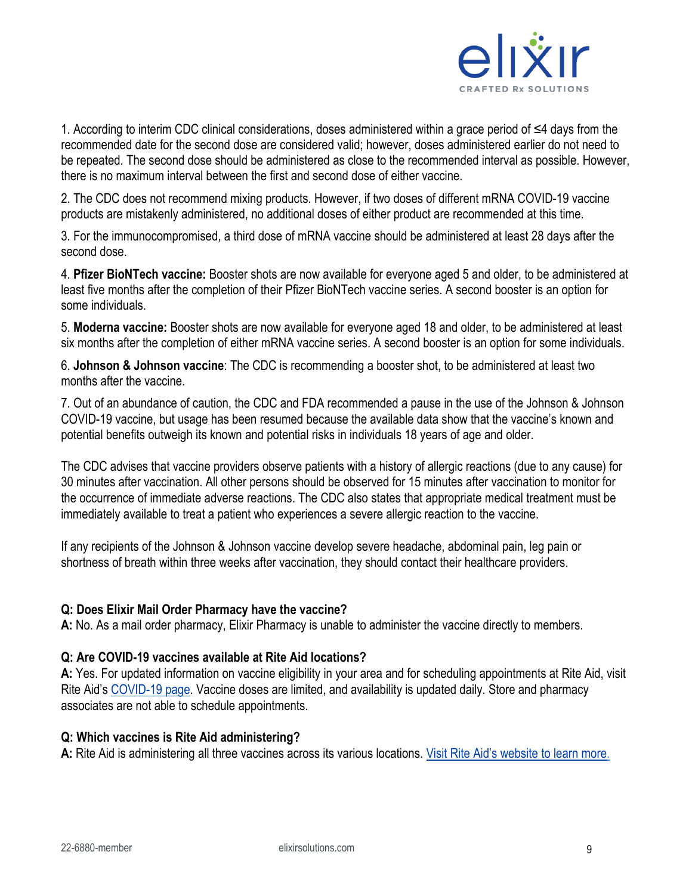1. According to interim CDC clinical considerations, doses administered within a grace period of ≤4 days from the recommended date for the second dose are considered valid; however, doses administered earlier do not need to be repeated. The second dose should be administered as close to the recommended interval as possible. However, there is no maximum interval between the first and second dose of either vaccine.

2. The CDC does not recommend mixing products. However, if two doses of different mRNA COVID-19 vaccine products are mistakenly administered, no additional doses of either product are recommended at this time.

3. For the immunocompromised, a third dose of mRNA vaccine should be administered at least 28 days after the second dose.

4. **Pfizer BioNTech vaccine:** Booster shots are now available for everyone aged 5 and older, to be administered at least five months after the completion of their Pfizer BioNTech vaccine series. A second booster is an option for some individuals.

5. **Moderna vaccine:** Booster shots are now available for everyone aged 18 and older, to be administered at least six months after the completion of either mRNA vaccine series. A second booster is an option for some individuals.

6. **Johnson & Johnson vaccine**: The CDC is recommending a booster shot, to be administered at least two months after the vaccine.

7. Out of an abundance of caution, the CDC and FDA recommended a pause in the use of the Johnson & Johnson COVID-19 vaccine, but usage has been resumed because the available data show that the vaccine's known and potential benefits outweigh its known and potential risks in individuals 18 years of age and older.

The CDC advises that vaccine providers observe patients with a history of allergic reactions (due to any cause) for 30 minutes after vaccination. All other persons should be observed for 15 minutes after vaccination to monitor for the occurrence of immediate adverse reactions. The CDC also states that appropriate medical treatment must be immediately available to treat a patient who experiences a severe allergic reaction to the vaccine.

If any recipients of the Johnson & Johnson vaccine develop severe headache, abdominal pain, leg pain or shortness of breath within three weeks after vaccination, they should contact their healthcare providers.

**Q: Does Elixir Mail Order Pharmacy have the vaccine?**
**A:** No. As a mail order pharmacy, Elixir Pharmacy is unable to administer the vaccine directly to members.

**Q: Are COVID-19 vaccines available at Rite Aid locations?**
**A:** Yes. For updated information on vaccine eligibility in your area and for scheduling appointments at Rite Aid, visit Rite Aid's COVID-19 page. Vaccine doses are limited, and availability is updated daily. Store and pharmacy associates are not able to schedule appointments.

**Q: Which vaccines is Rite Aid administering?**
**A:** Rite Aid is administering all three vaccines across its various locations. Visit Rite Aid's website to learn more.